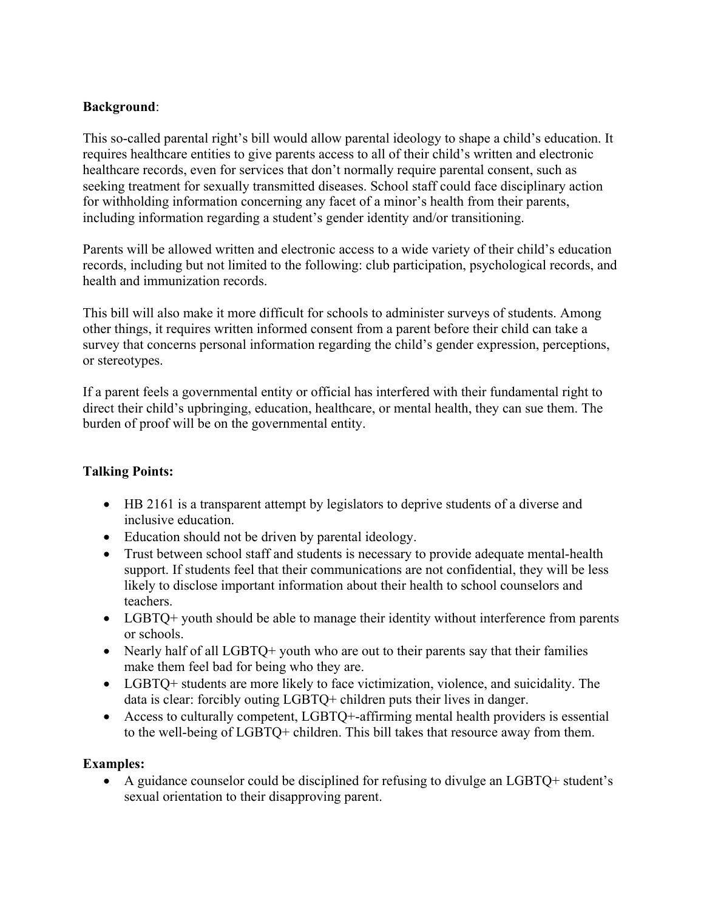**Background**:

This so-called parental right's bill would allow parental ideology to shape a child's education. It requires healthcare entities to give parents access to all of their child's written and electronic healthcare records, even for services that don't normally require parental consent, such as seeking treatment for sexually transmitted diseases. School staff could face disciplinary action for withholding information concerning any facet of a minor's health from their parents, including information regarding a student's gender identity and/or transitioning.

Parents will be allowed written and electronic access to a wide variety of their child's education records, including but not limited to the following: club participation, psychological records, and health and immunization records.

This bill will also make it more difficult for schools to administer surveys of students. Among other things, it requires written informed consent from a parent before their child can take a survey that concerns personal information regarding the child's gender expression, perceptions, or stereotypes.

If a parent feels a governmental entity or official has interfered with their fundamental right to direct their child's upbringing, education, healthcare, or mental health, they can sue them. The burden of proof will be on the governmental entity.

**Talking Points:**

- HB 2161 is a transparent attempt by legislators to deprive students of a diverse and inclusive education.
- Education should not be driven by parental ideology.
- Trust between school staff and students is necessary to provide adequate mental-health support. If students feel that their communications are not confidential, they will be less likely to disclose important information about their health to school counselors and teachers.
- LGBTQ+ youth should be able to manage their identity without interference from parents or schools.
- Nearly half of all LGBTQ+ youth who are out to their parents say that their families make them feel bad for being who they are.
- LGBTQ+ students are more likely to face victimization, violence, and suicidality. The data is clear: forcibly outing LGBTQ+ children puts their lives in danger.
- Access to culturally competent, LGBTQ+-affirming mental health providers is essential to the well-being of LGBTQ+ children. This bill takes that resource away from them.

**Examples:**

- A guidance counselor could be disciplined for refusing to divulge an LGBTQ+ student's sexual orientation to their disapproving parent.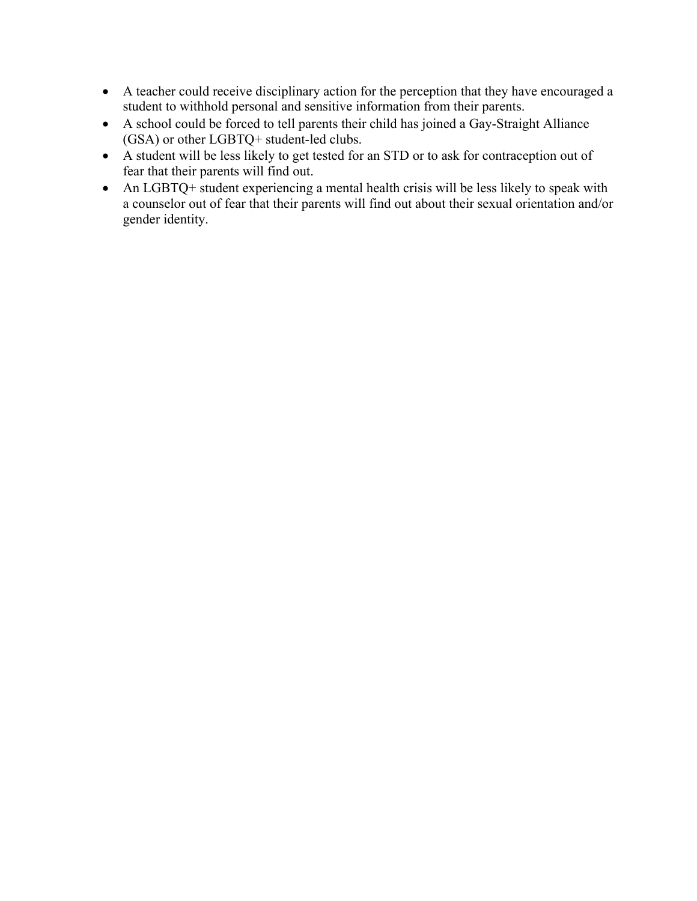- A teacher could receive disciplinary action for the perception that they have encouraged a student to withhold personal and sensitive information from their parents.
- A school could be forced to tell parents their child has joined a Gay-Straight Alliance (GSA) or other LGBTQ+ student-led clubs.
- A student will be less likely to get tested for an STD or to ask for contraception out of fear that their parents will find out.
- An LGBTQ+ student experiencing a mental health crisis will be less likely to speak with a counselor out of fear that their parents will find out about their sexual orientation and/or gender identity.